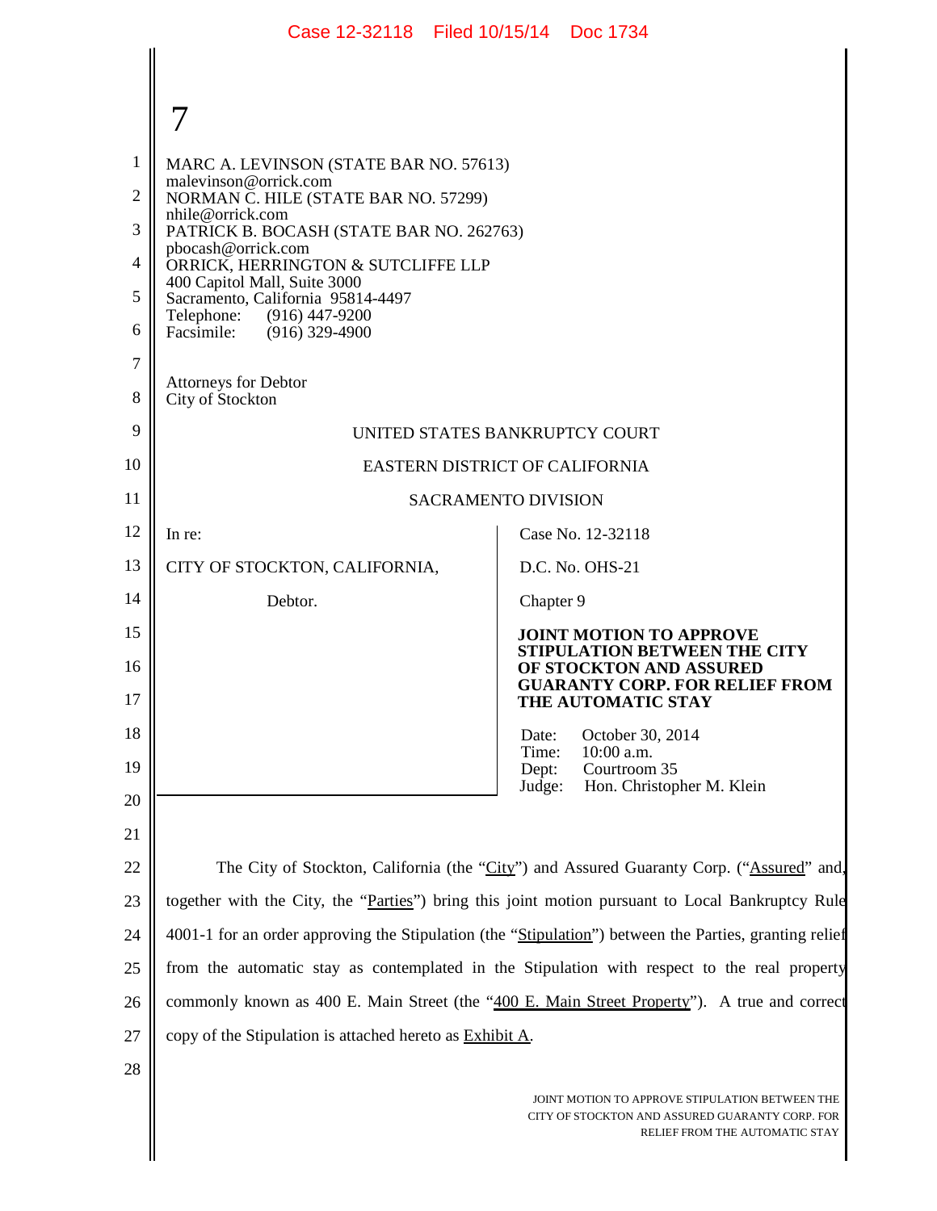MARC A. LEVINSON (STATE BAR NO. 57613)
malevinson@orrick.com
NORMAN C. HILE (STATE BAR NO. 57299)
nhile@orrick.com
PATRICK B. BOCASH (STATE BAR NO. 262763)
pbocash@orrick.com
ORRICK, HERRINGTON & SUTCLIFFE LLP
400 Capitol Mall, Suite 3000
Sacramento, California 95814-4497
Telephone: (916) 447-9200
Facsimile: (916) 329-4900

Attorneys for Debtor
City of Stockton

UNITED STATES BANKRUPTCY COURT

EASTERN DISTRICT OF CALIFORNIA

SACRAMENTO DIVISION

| | |
|---|---|
| In re:<br><br>CITY OF STOCKTON, CALIFORNIA,<br><br>Debtor. | Case No. 12-32118<br><br>D.C. No. OHS-21<br><br>Chapter 9<br><br>**JOINT MOTION TO APPROVE STIPULATION BETWEEN THE CITY OF STOCKTON AND ASSURED GUARANTY CORP. FOR RELIEF FROM THE AUTOMATIC STAY**<br><br>Date: October 30, 2014<br>Time: 10:00 a.m.<br>Dept: Courtroom 35<br>Judge: Hon. Christopher M. Klein |

The City of Stockton, California (the "City") and Assured Guaranty Corp. ("Assured" and, together with the City, the "Parties") bring this joint motion pursuant to Local Bankruptcy Rule 4001-1 for an order approving the Stipulation (the "Stipulation") between the Parties, granting relief from the automatic stay as contemplated in the Stipulation with respect to the real property commonly known as 400 E. Main Street (the "400 E. Main Street Property"). A true and correct copy of the Stipulation is attached hereto as Exhibit A.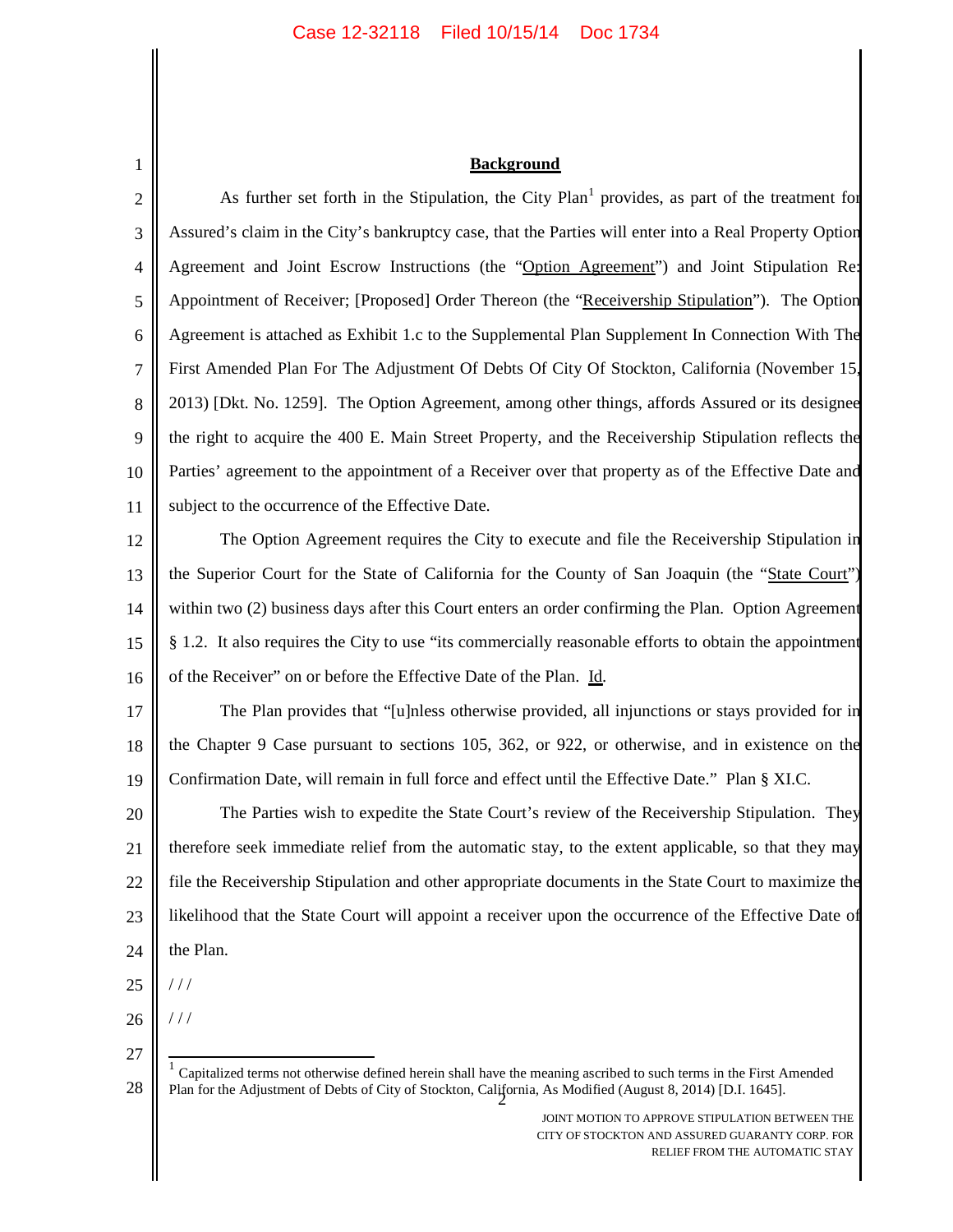## Background

As further set forth in the Stipulation, the City Plan[1] provides, as part of the treatment for Assured's claim in the City's bankruptcy case, that the Parties will enter into a Real Property Option Agreement and Joint Escrow Instructions (the "Option Agreement") and Joint Stipulation Re: Appointment of Receiver; [Proposed] Order Thereon (the "Receivership Stipulation"). The Option Agreement is attached as Exhibit 1.c to the Supplemental Plan Supplement In Connection With The First Amended Plan For The Adjustment Of Debts Of City Of Stockton, California (November 15, 2013) [Dkt. No. 1259]. The Option Agreement, among other things, affords Assured or its designee the right to acquire the 400 E. Main Street Property, and the Receivership Stipulation reflects the Parties' agreement to the appointment of a Receiver over that property as of the Effective Date and subject to the occurrence of the Effective Date.

The Option Agreement requires the City to execute and file the Receivership Stipulation in the Superior Court for the State of California for the County of San Joaquin (the "State Court") within two (2) business days after this Court enters an order confirming the Plan. Option Agreement § 1.2. It also requires the City to use "its commercially reasonable efforts to obtain the appointment of the Receiver" on or before the Effective Date of the Plan. Id.

The Plan provides that "[u]nless otherwise provided, all injunctions or stays provided for in the Chapter 9 Case pursuant to sections 105, 362, or 922, or otherwise, and in existence on the Confirmation Date, will remain in full force and effect until the Effective Date." Plan § XI.C.

The Parties wish to expedite the State Court's review of the Receivership Stipulation. They therefore seek immediate relief from the automatic stay, to the extent applicable, so that they may file the Receivership Stipulation and other appropriate documents in the State Court to maximize the likelihood that the State Court will appoint a receiver upon the occurrence of the Effective Date of the Plan.

/ / /

/ / /

[1] Capitalized terms not otherwise defined herein shall have the meaning ascribed to such terms in the First Amended Plan for the Adjustment of Debts of City of Stockton, California, As Modified (August 8, 2014) [D.I. 1645].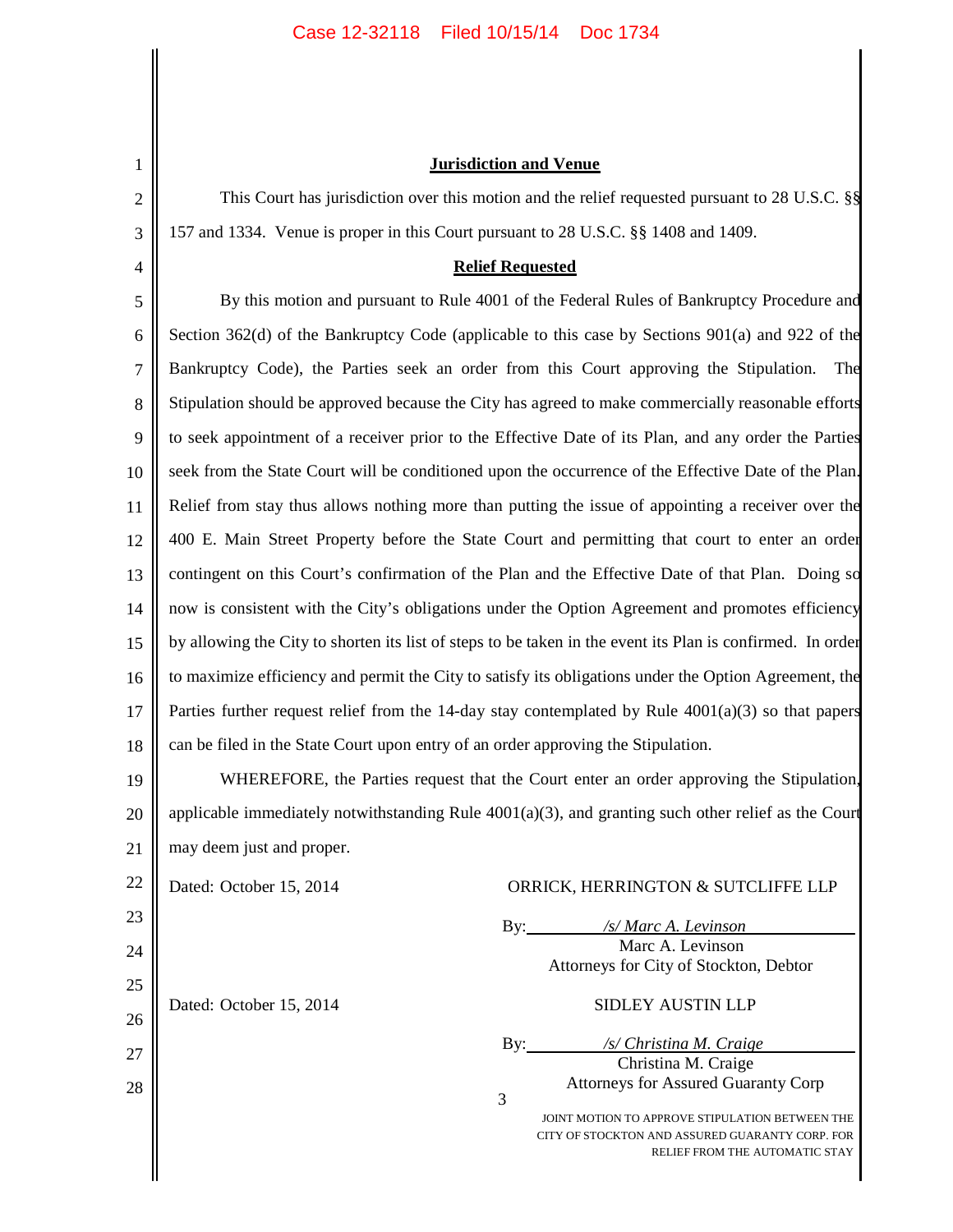## Jurisdiction and Venue

This Court has jurisdiction over this motion and the relief requested pursuant to 28 U.S.C. §§ 157 and 1334. Venue is proper in this Court pursuant to 28 U.S.C. §§ 1408 and 1409.

## Relief Requested

By this motion and pursuant to Rule 4001 of the Federal Rules of Bankruptcy Procedure and Section 362(d) of the Bankruptcy Code (applicable to this case by Sections 901(a) and 922 of the Bankruptcy Code), the Parties seek an order from this Court approving the Stipulation. The Stipulation should be approved because the City has agreed to make commercially reasonable efforts to seek appointment of a receiver prior to the Effective Date of its Plan, and any order the Parties seek from the State Court will be conditioned upon the occurrence of the Effective Date of the Plan. Relief from stay thus allows nothing more than putting the issue of appointing a receiver over the 400 E. Main Street Property before the State Court and permitting that court to enter an order contingent on this Court's confirmation of the Plan and the Effective Date of that Plan. Doing so now is consistent with the City's obligations under the Option Agreement and promotes efficiency by allowing the City to shorten its list of steps to be taken in the event its Plan is confirmed. In order to maximize efficiency and permit the City to satisfy its obligations under the Option Agreement, the Parties further request relief from the 14-day stay contemplated by Rule 4001(a)(3) so that papers can be filed in the State Court upon entry of an order approving the Stipulation.

WHEREFORE, the Parties request that the Court enter an order approving the Stipulation, applicable immediately notwithstanding Rule 4001(a)(3), and granting such other relief as the Court may deem just and proper.

Dated: October 15, 2014

ORRICK, HERRINGTON & SUTCLIFFE LLP

By: */s/ Marc A. Levinson*
Marc A. Levinson
Attorneys for City of Stockton, Debtor

Dated: October 15, 2014

SIDLEY AUSTIN LLP

By: */s/ Christina M. Craige*
Christina M. Craige
Attorneys for Assured Guaranty Corp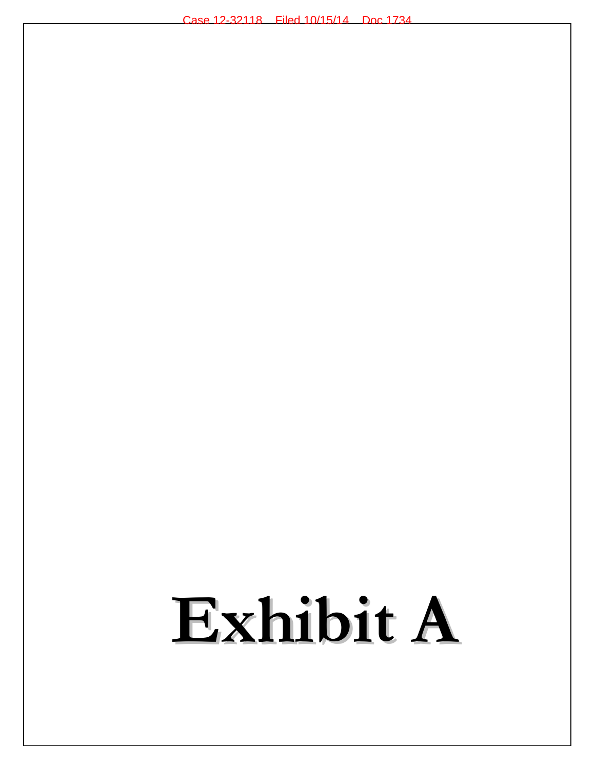# Exhibit A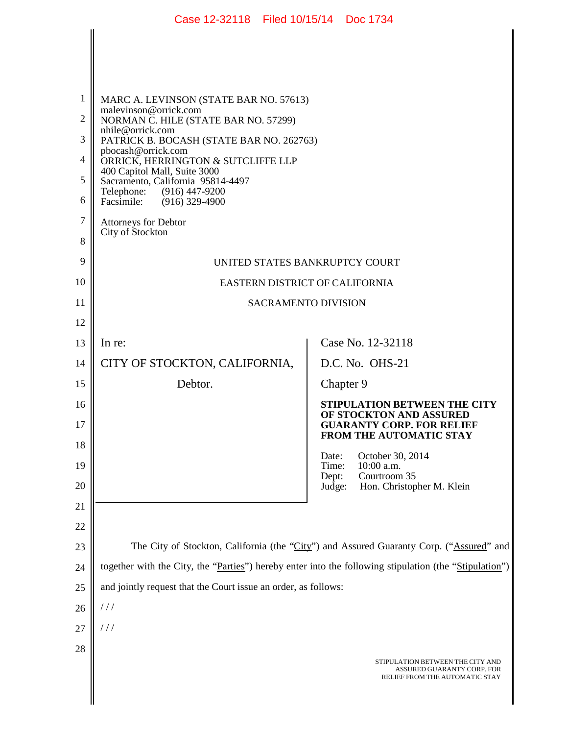MARC A. LEVINSON (STATE BAR NO. 57613)
malevinson@orrick.com
NORMAN C. HILE (STATE BAR NO. 57299)
nhile@orrick.com
PATRICK B. BOCASH (STATE BAR NO. 262763)
pbocash@orrick.com
ORRICK, HERRINGTON & SUTCLIFFE LLP
400 Capitol Mall, Suite 3000
Sacramento, California 95814-4497
Telephone: (916) 447-9200
Facsimile: (916) 329-4900

Attorneys for Debtor
City of Stockton

UNITED STATES BANKRUPTCY COURT

EASTERN DISTRICT OF CALIFORNIA

SACRAMENTO DIVISION

| | |
|---|---|
| In re:<br><br>CITY OF STOCKTON, CALIFORNIA,<br><br>Debtor. | Case No. 12-32118<br><br>D.C. No. OHS-21<br><br>Chapter 9<br><br>**STIPULATION BETWEEN THE CITY OF STOCKTON AND ASSURED GUARANTY CORP. FOR RELIEF FROM THE AUTOMATIC STAY**<br><br>Date: October 30, 2014<br>Time: 10:00 a.m.<br>Dept: Courtroom 35<br>Judge: Hon. Christopher M. Klein |

The City of Stockton, California (the "City") and Assured Guaranty Corp. ("Assured" and together with the City, the "Parties") hereby enter into the following stipulation (the "Stipulation") and jointly request that the Court issue an order, as follows:

/ / /

/ / /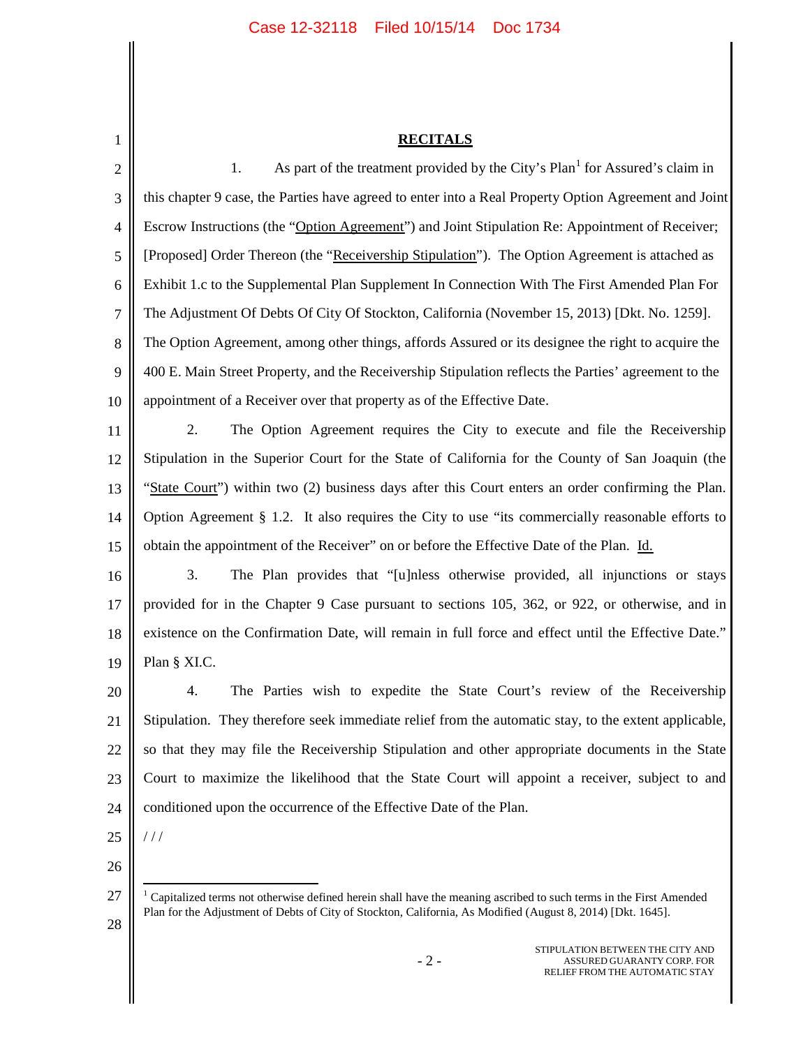## RECITALS

1. As part of the treatment provided by the City's Plan[1] for Assured's claim in this chapter 9 case, the Parties have agreed to enter into a Real Property Option Agreement and Joint Escrow Instructions (the "Option Agreement") and Joint Stipulation Re: Appointment of Receiver; [Proposed] Order Thereon (the "Receivership Stipulation"). The Option Agreement is attached as Exhibit 1.c to the Supplemental Plan Supplement In Connection With The First Amended Plan For The Adjustment Of Debts Of City Of Stockton, California (November 15, 2013) [Dkt. No. 1259]. The Option Agreement, among other things, affords Assured or its designee the right to acquire the 400 E. Main Street Property, and the Receivership Stipulation reflects the Parties' agreement to the appointment of a Receiver over that property as of the Effective Date.

2. The Option Agreement requires the City to execute and file the Receivership Stipulation in the Superior Court for the State of California for the County of San Joaquin (the "State Court") within two (2) business days after this Court enters an order confirming the Plan. Option Agreement § 1.2. It also requires the City to use "its commercially reasonable efforts to obtain the appointment of the Receiver" on or before the Effective Date of the Plan. Id.

3. The Plan provides that "[u]nless otherwise provided, all injunctions or stays provided for in the Chapter 9 Case pursuant to sections 105, 362, or 922, or otherwise, and in existence on the Confirmation Date, will remain in full force and effect until the Effective Date." Plan § XI.C.

4. The Parties wish to expedite the State Court's review of the Receivership Stipulation. They therefore seek immediate relief from the automatic stay, to the extent applicable, so that they may file the Receivership Stipulation and other appropriate documents in the State Court to maximize the likelihood that the State Court will appoint a receiver, subject to and conditioned upon the occurrence of the Effective Date of the Plan.

/ / /

[1] Capitalized terms not otherwise defined herein shall have the meaning ascribed to such terms in the First Amended Plan for the Adjustment of Debts of City of Stockton, California, As Modified (August 8, 2014) [Dkt. 1645].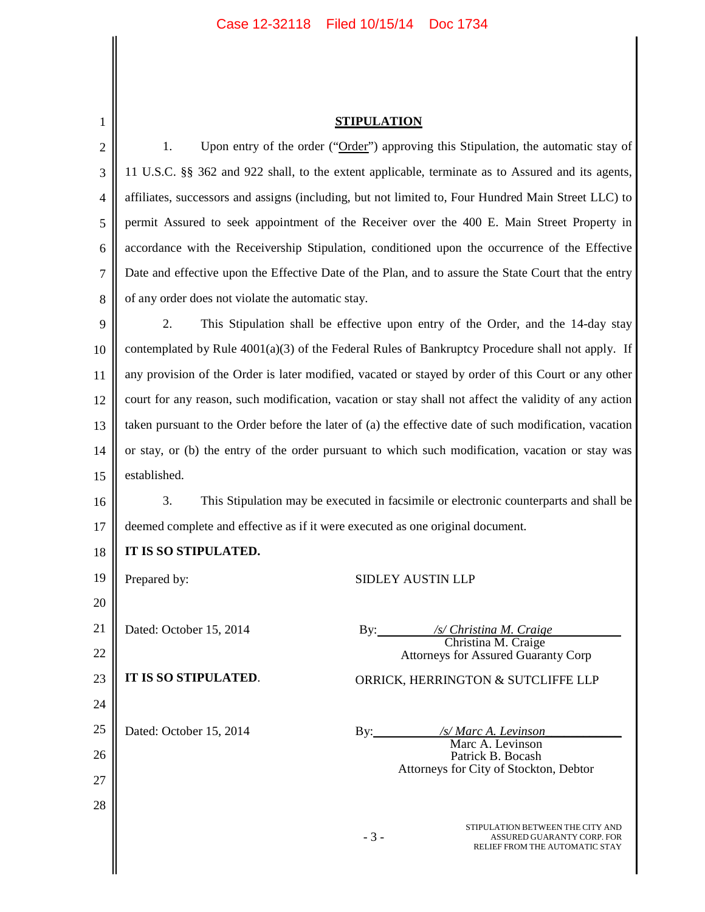## STIPULATION

1. Upon entry of the order ("Order") approving this Stipulation, the automatic stay of 11 U.S.C. §§ 362 and 922 shall, to the extent applicable, terminate as to Assured and its agents, affiliates, successors and assigns (including, but not limited to, Four Hundred Main Street LLC) to permit Assured to seek appointment of the Receiver over the 400 E. Main Street Property in accordance with the Receivership Stipulation, conditioned upon the occurrence of the Effective Date and effective upon the Effective Date of the Plan, and to assure the State Court that the entry of any order does not violate the automatic stay.

2. This Stipulation shall be effective upon entry of the Order, and the 14-day stay contemplated by Rule 4001(a)(3) of the Federal Rules of Bankruptcy Procedure shall not apply. If any provision of the Order is later modified, vacated or stayed by order of this Court or any other court for any reason, such modification, vacation or stay shall not affect the validity of any action taken pursuant to the Order before the later of (a) the effective date of such modification, vacation or stay, or (b) the entry of the order pursuant to which such modification, vacation or stay was established.

3. This Stipulation may be executed in facsimile or electronic counterparts and shall be deemed complete and effective as if it were executed as one original document.

**IT IS SO STIPULATED.**

Prepared by:

SIDLEY AUSTIN LLP

Dated: October 15, 2014

By: */s/ Christina M. Craige*
Christina M. Craige
Attorneys for Assured Guaranty Corp

**IT IS SO STIPULATED.**

ORRICK, HERRINGTON & SUTCLIFFE LLP

Dated: October 15, 2014

By: */s/ Marc A. Levinson*
Marc A. Levinson
Patrick B. Bocash
Attorneys for City of Stockton, Debtor